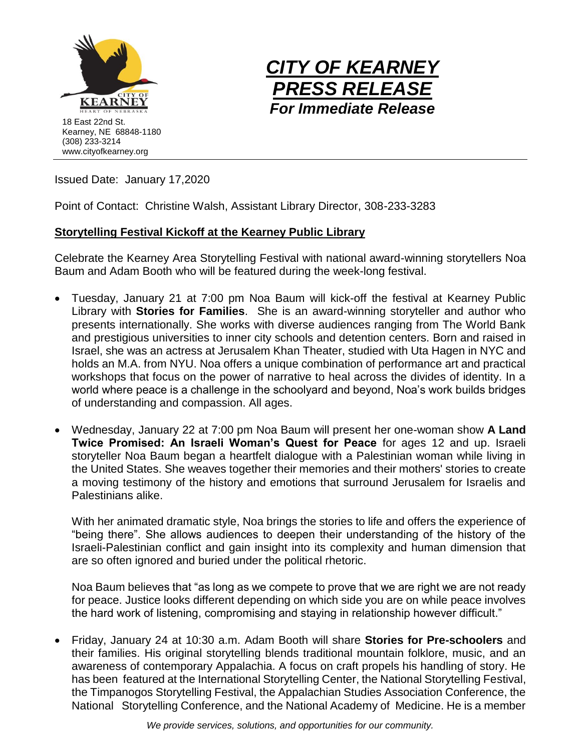18 East 22nd St.
Kearney, NE 68848-1180
(308) 233-3214
www.cityofkearney.org

# *CITY OF KEARNEY PRESS RELEASE*

***For Immediate Release***

Issued Date: January 17,2020

Point of Contact: Christine Walsh, Assistant Library Director, 308-233-3283

## Storytelling Festival Kickoff at the Kearney Public Library

Celebrate the Kearney Area Storytelling Festival with national award-winning storytellers Noa Baum and Adam Booth who will be featured during the week-long festival.

- Tuesday, January 21 at 7:00 pm Noa Baum will kick-off the festival at Kearney Public Library with **Stories for Families**. She is an award-winning storyteller and author who presents internationally. She works with diverse audiences ranging from The World Bank and prestigious universities to inner city schools and detention centers. Born and raised in Israel, she was an actress at Jerusalem Khan Theater, studied with Uta Hagen in NYC and holds an M.A. from NYU. Noa offers a unique combination of performance art and practical workshops that focus on the power of narrative to heal across the divides of identity. In a world where peace is a challenge in the schoolyard and beyond, Noa's work builds bridges of understanding and compassion. All ages.

- Wednesday, January 22 at 7:00 pm Noa Baum will present her one-woman show **A Land Twice Promised: An Israeli Woman's Quest for Peace** for ages 12 and up. Israeli storyteller Noa Baum began a heartfelt dialogue with a Palestinian woman while living in the United States. She weaves together their memories and their mothers' stories to create a moving testimony of the history and emotions that surround Jerusalem for Israelis and Palestinians alike.

  With her animated dramatic style, Noa brings the stories to life and offers the experience of "being there". She allows audiences to deepen their understanding of the history of the Israeli-Palestinian conflict and gain insight into its complexity and human dimension that are so often ignored and buried under the political rhetoric.

  Noa Baum believes that "as long as we compete to prove that we are right we are not ready for peace. Justice looks different depending on which side you are on while peace involves the hard work of listening, compromising and staying in relationship however difficult."

- Friday, January 24 at 10:30 a.m. Adam Booth will share **Stories for Pre-schoolers** and their families. His original storytelling blends traditional mountain folklore, music, and an awareness of contemporary Appalachia. A focus on craft propels his handling of story. He has been featured at the International Storytelling Center, the National Storytelling Festival, the Timpanogos Storytelling Festival, the Appalachian Studies Association Conference, the National Storytelling Conference, and the National Academy of Medicine. He is a member

*We provide services, solutions, and opportunities for our community.*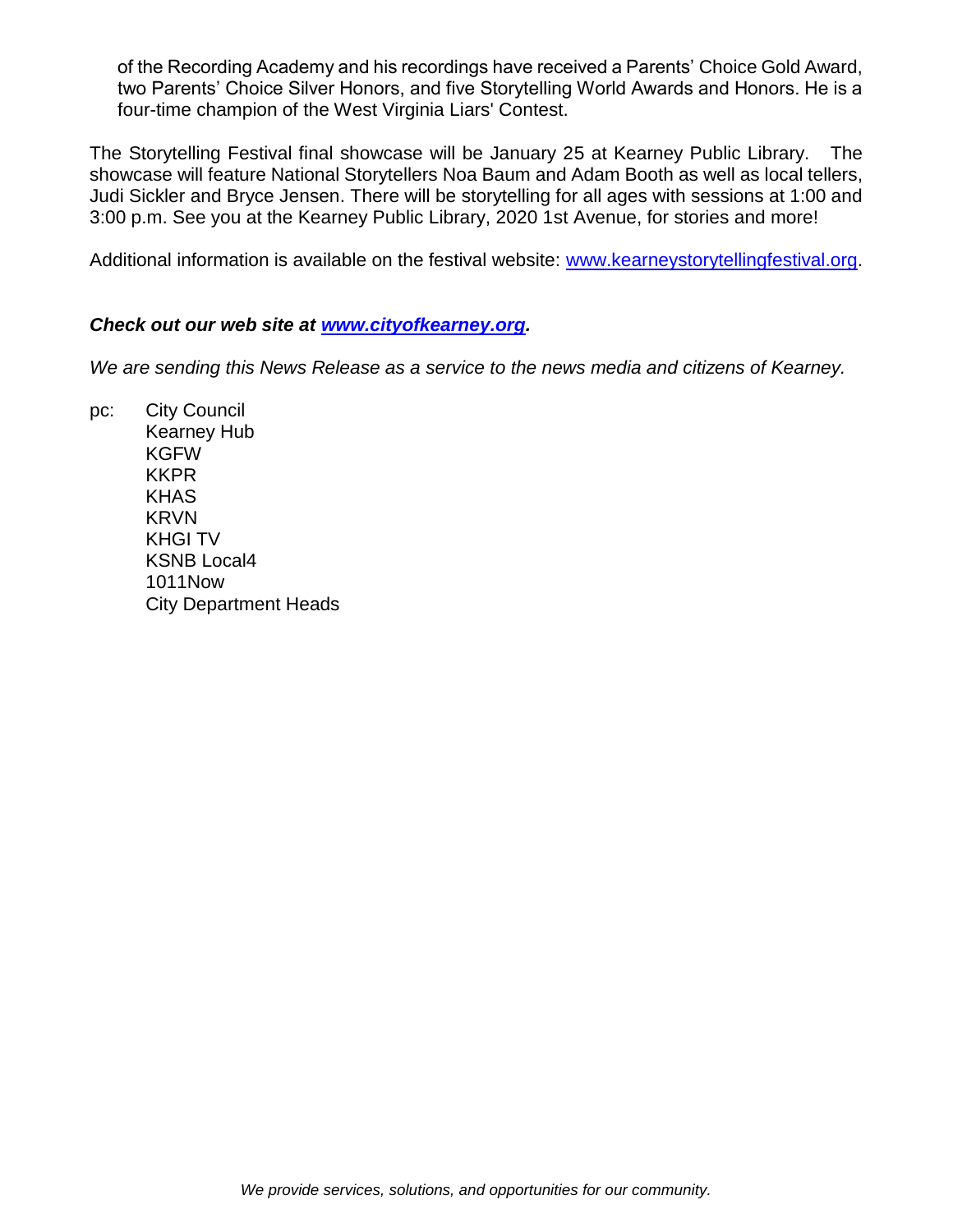of the Recording Academy and his recordings have received a Parents' Choice Gold Award, two Parents' Choice Silver Honors, and five Storytelling World Awards and Honors. He is a four-time champion of the West Virginia Liars' Contest.

The Storytelling Festival final showcase will be January 25 at Kearney Public Library. The showcase will feature National Storytellers Noa Baum and Adam Booth as well as local tellers, Judi Sickler and Bryce Jensen. There will be storytelling for all ages with sessions at 1:00 and 3:00 p.m. See you at the Kearney Public Library, 2020 1st Avenue, for stories and more!

Additional information is available on the festival website: [www.kearneystorytellingfestival.org](http://www.kearneystorytellingfestival.org).

***Check out our web site at [www.cityofkearney.org](http://www.cityofkearney.org).***

*We are sending this News Release as a service to the news media and citizens of Kearney.*

pc: City Council
Kearney Hub
KGFW
KKPR
KHAS
KRVN
KHGI TV
KSNB Local4
1011Now
City Department Heads

*We provide services, solutions, and opportunities for our community.*